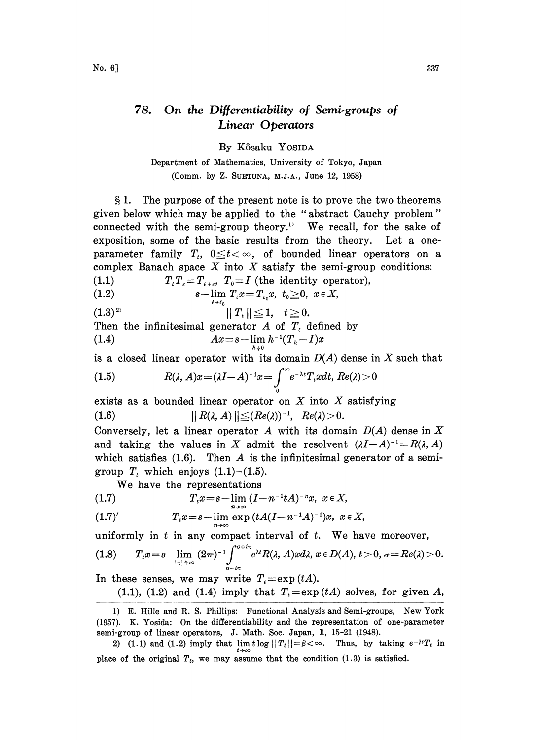# 78. On the Differentiability of Semi-groups of Linear Operators

By Kôsaku YOSIDA

Department of Mathematics, University of Tokyo, Japan

(Comm. by Z. SUETUNA, M.J.A., June 12, 1958)

§ 1. The purpose of the present note is to prove the two theorems given below which may be applied to the "abstract Cauchy problem" connected with the semi-group theory.[1] We recall, for the sake of exposition, some of the basic results from the theory. Let a one-parameter family $T_t$, $0\leqq t<\infty$, of bounded linear operators on a complex Banach space $X$ into $X$ satisfy the semi-group conditions:

$$T_tT_s=T_{t+s},\ T_0=I \text{ (the identity operator)}, \tag{1.1}$$

$$s-\lim_{t\to t_0} T_tx=T_{t_0}x,\ t_0\geqq 0,\ x\in X, \tag{1.2}$$

$$\|T_t\|\leqq 1,\quad t\geqq 0. \tag{1.3}$$

[2]

Then the infinitesimal generator $A$ of $T_t$ defined by

$$Ax=s-\lim_{h\downarrow 0} h^{-1}(T_h-I)x \tag{1.4}$$

is a closed linear operator with its domain $D(A)$ dense in $X$ such that

$$R(\lambda, A)x=(\lambda I-A)^{-1}x=\int_0^\infty e^{-\lambda t}T_txdt,\ Re(\lambda)>0 \tag{1.5}$$

exists as a bounded linear operator on $X$ into $X$ satisfying

$$\|R(\lambda, A)\|\leqq (Re(\lambda))^{-1},\quad Re(\lambda)>0. \tag{1.6}$$

Conversely, let a linear operator $A$ with its domain $D(A)$ dense in $X$ and taking the values in $X$ admit the resolvent $(\lambda I-A)^{-1}=R(\lambda, A)$ which satisfies (1.6). Then $A$ is the infinitesimal generator of a semi-group $T_t$ which enjoys (1.1)–(1.5).

We have the representations

$$T_tx=s-\lim_{n\to\infty}(I-n^{-1}tA)^{-n}x,\ x\in X, \tag{1.7}$$

$$T_tx=s-\lim_{n\to\infty}\exp(tA(I-n^{-1}A)^{-1})x,\ x\in X, \tag{1.7)'}$$

uniformly in $t$ in any compact interval of $t$. We have moreover,

$$T_tx=s-\lim_{|\tau|\uparrow\infty}(2\pi)^{-1}\int_{\sigma-i\tau}^{\sigma+i\tau}e^{\lambda t}R(\lambda, A)xd\lambda,\ x\in D(A),\ t>0,\ \sigma=Re(\lambda)>0. \tag{1.8}$$

In these senses, we may write $T_t=\exp(tA)$.

(1.1), (1.2) and (1.4) imply that $T_t=\exp(tA)$ solves, for given $A$,

---

1) E. Hille and R. S. Phillips: Functional Analysis and Semi-groups, New York (1957). K. Yosida: On the differentiability and the representation of one-parameter semi-group of linear operators, J. Math. Soc. Japan, **1**, 15–21 (1948).

2) (1.1) and (1.2) imply that $\lim_{t\to\infty} t\log\|T_t\|=\beta<\infty$. Thus, by taking $e^{-\beta t}T_t$ in place of the original $T_t$, we may assume that the condition (1.3) is satisfied.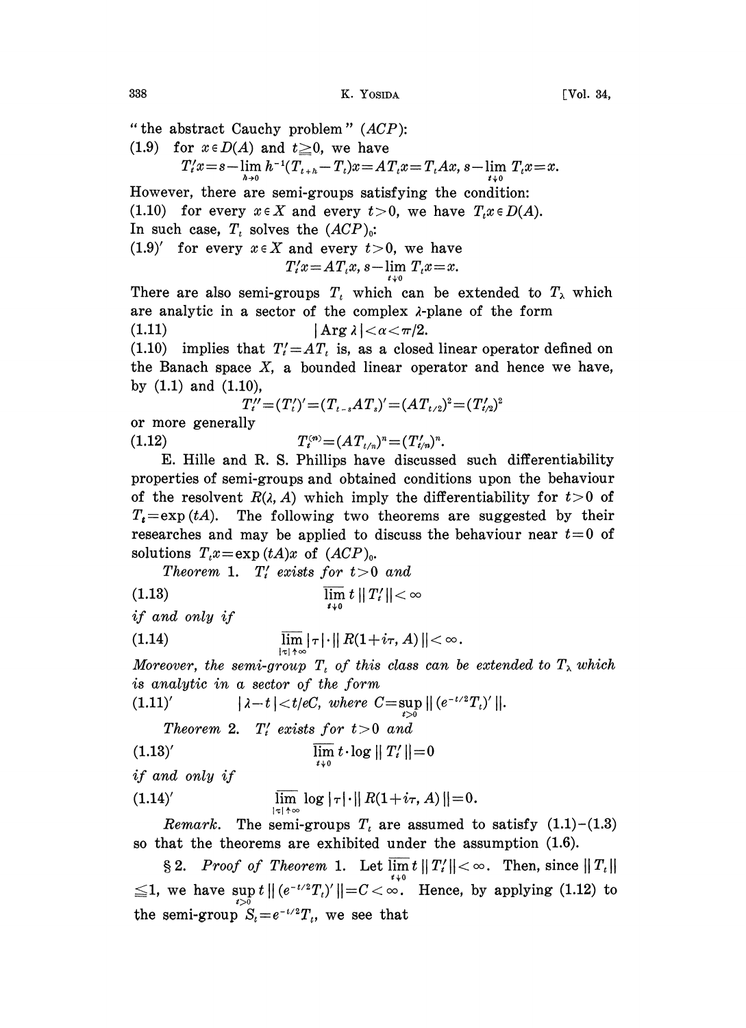"the abstract Cauchy problem" ($ACP$):

(1.9) for $x \in D(A)$ and $t \geqq 0$, we have

$$T_t' x = s - \lim_{h \to 0} h^{-1}(T_{t+h} - T_t)x = AT_t x = T_t Ax, \; s - \lim_{t \downarrow 0} T_t x = x.$$

However, there are semi-groups satisfying the condition:

(1.10) for every $x \in X$ and every $t > 0$, we have $T_t x \in D(A)$.

In such case, $T_t$ solves the $(ACP)_0$:

(1.9)′ for every $x \in X$ and every $t > 0$, we have

$$T_t' x = AT_t x, \; s - \lim_{t \downarrow 0} T_t x = x.$$

There are also semi-groups $T_t$ which can be extended to $T_\lambda$ which are analytic in a sector of the complex $\lambda$-plane of the form

$$|\operatorname{Arg} \lambda| < \alpha < \pi/2. \tag{1.11}$$

(1.10) implies that $T_t' = AT_t$ is, as a closed linear operator defined on the Banach space $X$, a bounded linear operator and hence we have, by (1.1) and (1.10),

$$T_t'' = (T_t')' = (T_{t-s} AT_s)' = (AT_{t/2})^2 = (T_{t/2}')^2$$

or more generally

$$T_t^{(n)} = (AT_{t/n})^n = (T_{t/n}')^n. \tag{1.12}$$

E. Hille and R. S. Phillips have discussed such differentiability properties of semi-groups and obtained conditions upon the behaviour of the resolvent $R(\lambda, A)$ which imply the differentiability for $t > 0$ of $T_t = \exp(tA)$. The following two theorems are suggested by their researches and may be applied to discuss the behaviour near $t = 0$ of solutions $T_t x = \exp(tA)x$ of $(ACP)_0$.

*Theorem* 1. *$T_t'$ exists for $t > 0$ and*

$$\overline{\lim_{t \downarrow 0}}\, t \, \| T_t' \| < \infty \tag{1.13}$$

*if and only if*

$$\overline{\lim_{|\tau| \uparrow \infty}} |\tau| \cdot \| R(1 + i\tau, A) \| < \infty. \tag{1.14}$$

*Moreover, the semi-group $T_t$ of this class can be extended to $T_\lambda$ which is analytic in a sector of the form*

$$|\lambda - t| < t/eC, \text{ where } C = \sup_{t>0} \| (e^{-t/2} T_t)' \|. \tag{1.11'}$$

*Theorem* 2. *$T_t'$ exists for $t > 0$ and*

$$\overline{\lim_{t \downarrow 0}}\, t \cdot \log \| T_t' \| = 0 \tag{1.13'}$$

*if and only if*

$$\overline{\lim_{|\tau| \uparrow \infty}} \log |\tau| \cdot \| R(1 + i\tau, A) \| = 0. \tag{1.14'}$$

*Remark*. The semi-groups $T_t$ are assumed to satisfy (1.1)–(1.3) so that the theorems are exhibited under the assumption (1.6).

§ 2. *Proof of Theorem* 1. Let $\overline{\lim}_{t \downarrow 0}\, t \, \| T_t' \| < \infty$. Then, since $\| T_t \| \leqq 1$, we have $\sup_{t>0} t \, \| (e^{-t/2} T_t)' \| = C < \infty$. Hence, by applying (1.12) to the semi-group $S_t = e^{-t/2} T_t$, we see that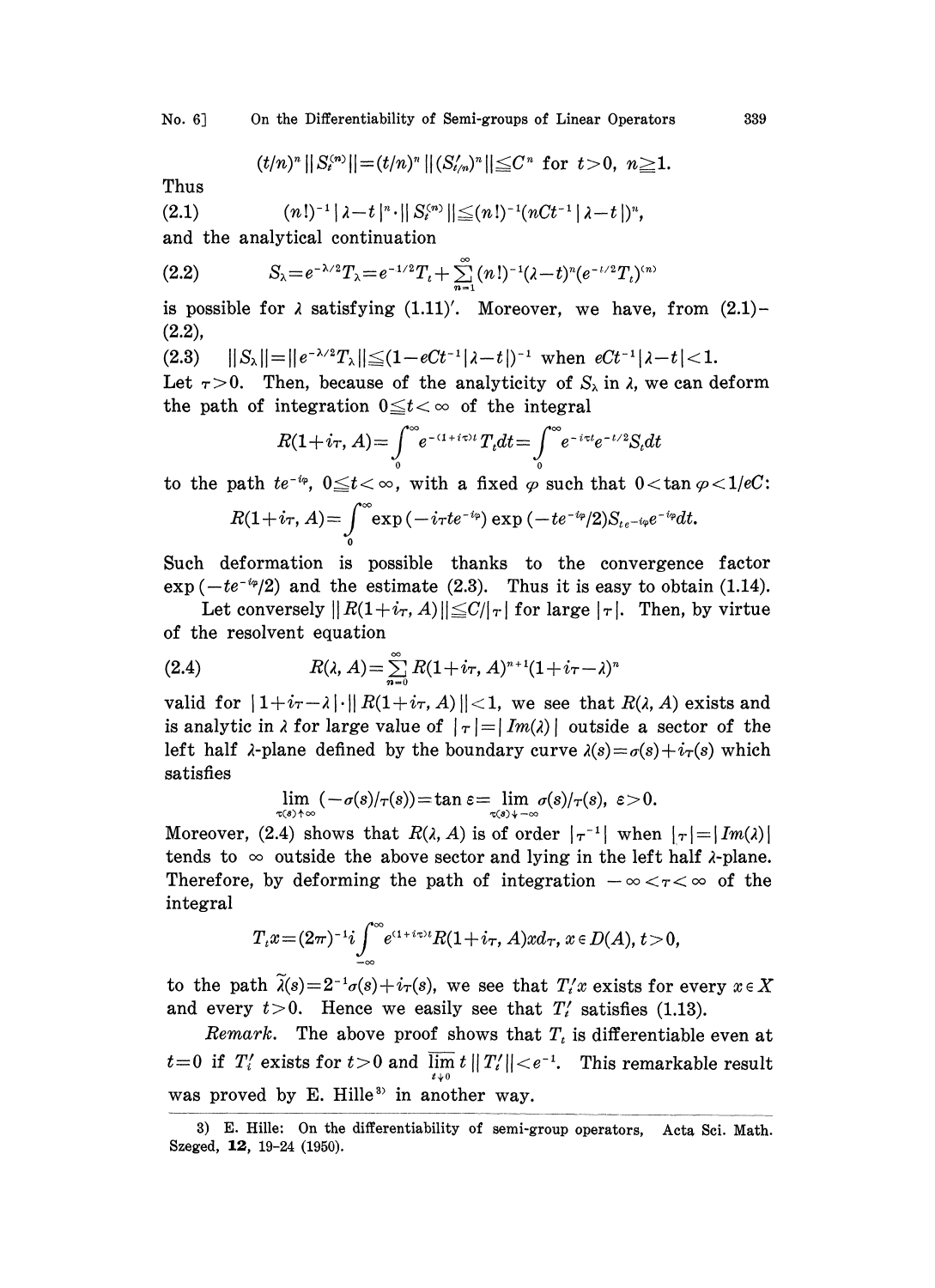$$(t/n)^n \| S_t^{(n)} \| = (t/n)^n \| (S'_{t/n})^n \| \leqq C^n \text{ for } t>0,\ n \geqq 1.$$

Thus

$$(n!)^{-1} |\lambda - t|^n \cdot \| S_t^{(n)} \| \leqq (n!)^{-1} (nCt^{-1} |\lambda - t|)^n, \tag{2.1}$$

and the analytical continuation

$$S_\lambda = e^{-\lambda/2} T_\lambda = e^{-1/2} T_t + \sum_{n=1}^{\infty} (n!)^{-1} (\lambda - t)^n (e^{-t/2} T_t)^{(n)} \tag{2.2}$$

is possible for $\lambda$ satisfying (1.11)'. Moreover, we have, from (2.1)–(2.2),

$$\| S_\lambda \| = \| e^{-\lambda/2} T_\lambda \| \leqq (1 - eCt^{-1} |\lambda - t|)^{-1} \text{ when } eCt^{-1} |\lambda - t| < 1. \tag{2.3}$$

Let $\tau > 0$. Then, because of the analyticity of $S_\lambda$ in $\lambda$, we can deform the path of integration $0 \leqq t < \infty$ of the integral

$$R(1+i\tau, A) = \int_0^\infty e^{-(1+i\tau)t} T_t dt = \int_0^\infty e^{-i\tau t} e^{-t/2} S_t dt$$

to the path $te^{-i\varphi}$, $0 \leqq t < \infty$, with a fixed $\varphi$ such that $0 < \tan \varphi < 1/eC$:

$$R(1+i\tau, A) = \int_0^\infty \exp(-i\tau t e^{-i\varphi}) \exp(-te^{-i\varphi}/2) S_{te^{-i\varphi}} e^{-i\varphi} dt.$$

Such deformation is possible thanks to the convergence factor $\exp(-te^{-i\varphi}/2)$ and the estimate (2.3). Thus it is easy to obtain (1.14).

Let conversely $\| R(1+i\tau, A) \| \leqq C/|\tau|$ for large $|\tau|$. Then, by virtue of the resolvent equation

$$R(\lambda, A) = \sum_{n=0}^{\infty} R(1+i\tau, A)^{n+1} (1+i\tau-\lambda)^n \tag{2.4}$$

valid for $|1+i\tau-\lambda| \cdot \| R(1+i\tau, A) \| < 1$, we see that $R(\lambda, A)$ exists and is analytic in $\lambda$ for large value of $|\tau| = |Im(\lambda)|$ outside a sector of the left half $\lambda$-plane defined by the boundary curve $\lambda(s) = \sigma(s) + i\tau(s)$ which satisfies

$$\lim_{\tau(s) \uparrow \infty} (-\sigma(s)/\tau(s)) = \tan \varepsilon = \lim_{\tau(s) \downarrow -\infty} \sigma(s)/\tau(s),\ \varepsilon > 0.$$

Moreover, (2.4) shows that $R(\lambda, A)$ is of order $|\tau^{-1}|$ when $|\tau| = |Im(\lambda)|$ tends to $\infty$ outside the above sector and lying in the left half $\lambda$-plane. Therefore, by deforming the path of integration $-\infty < \tau < \infty$ of the integral

$$T_t x = (2\pi)^{-1} i \int_{-\infty}^{\infty} e^{(1+i\tau)t} R(1+i\tau, A) x d\tau,\ x \in D(A),\ t > 0,$$

to the path $\tilde{\lambda}(s) = 2^{-1}\sigma(s) + i\tau(s)$, we see that $T'_t x$ exists for every $x \in X$ and every $t > 0$. Hence we easily see that $T'_t$ satisfies (1.13).

*Remark.* The above proof shows that $T_t$ is differentiable even at $t=0$ if $T'_t$ exists for $t>0$ and $\overline{\lim_{t \downarrow 0}}\, t \| T'_t \| < e^{-1}$. This remarkable result was proved by E. Hille[3] in another way.

---

3) E. Hille: On the differentiability of semi-group operators, Acta Sci. Math. Szeged, **12**, 19–24 (1950).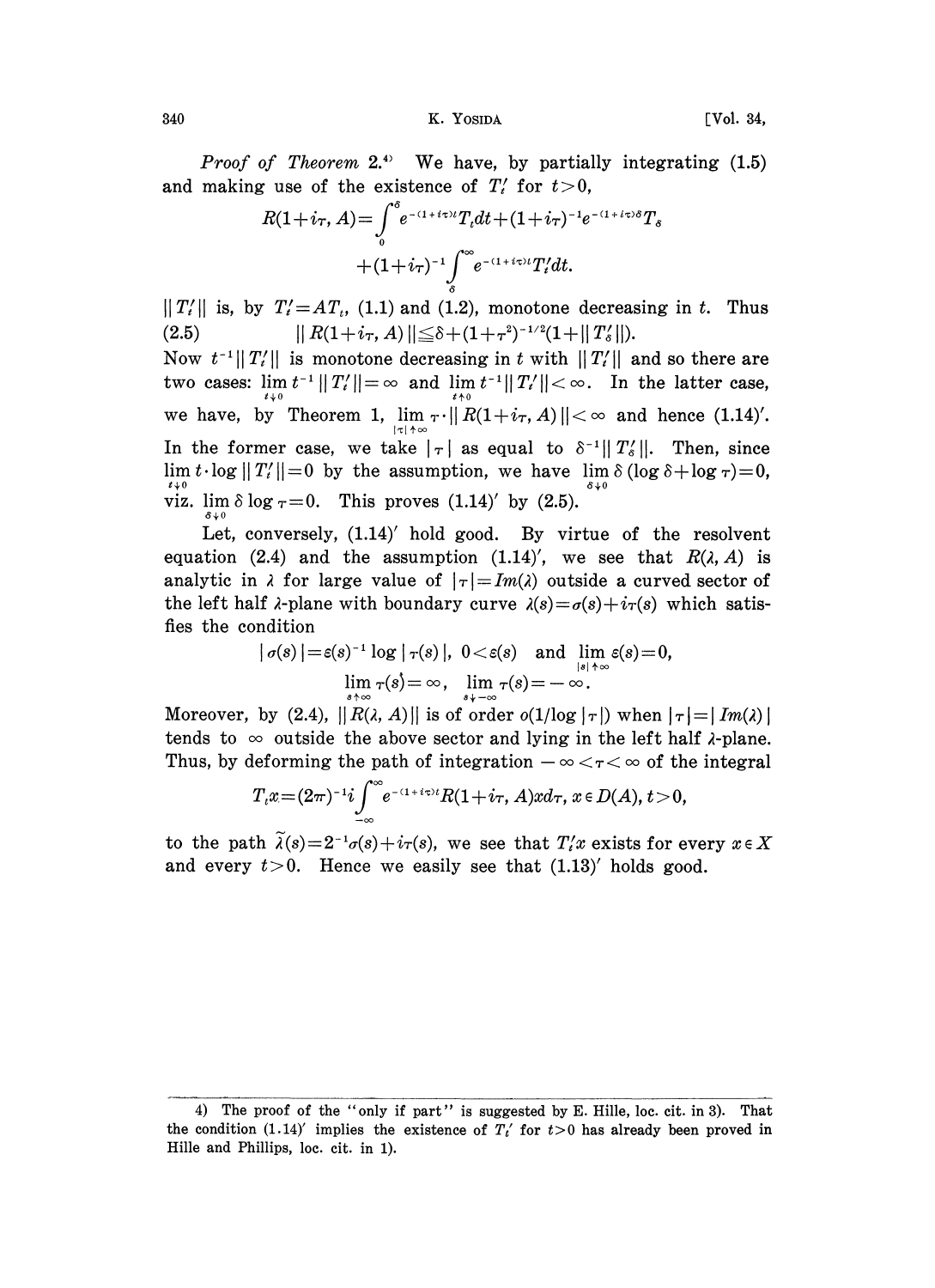*Proof of Theorem* 2.[4] We have, by partially integrating (1.5) and making use of the existence of $T_t'$ for $t>0$,

$$R(1+i\tau, A)=\int_0^{\delta} e^{-(1+i\tau)t}T_t dt+(1+i\tau)^{-1}e^{-(1+i\tau)\delta}T_\delta$$
$$+(1+i\tau)^{-1}\int_{\delta}^{\infty} e^{-(1+i\tau)t}T_t' dt.$$

$\|T_t'\|$ is, by $T_t'=AT_t$, (1.1) and (1.2), monotone decreasing in $t$. Thus

$$\|R(1+i\tau, A)\|\leqq\delta+(1+\tau^2)^{-1/2}(1+\|T_\delta'\|). \tag{2.5}$$

Now $t^{-1}\|T_t'\|$ is monotone decreasing in $t$ with $\|T_t'\|$ and so there are two cases: $\lim_{t\downarrow 0} t^{-1}\|T_t'\|=\infty$ and $\lim_{t\uparrow 0} t^{-1}\|T_t'\|<\infty$. In the latter case, we have, by Theorem 1, $\lim_{|\tau|\uparrow\infty} \tau\cdot\|R(1+i\tau, A)\|<\infty$ and hence (1.14)$'$. In the former case, we take $|\tau|$ as equal to $\delta^{-1}\|T_\delta'\|$. Then, since $\lim_{t\downarrow 0} t\cdot\log\|T_t'\|=0$ by the assumption, we have $\lim_{\delta\downarrow 0}\delta(\log\delta+\log\tau)=0$, viz. $\lim_{\delta\downarrow 0}\delta\log\tau=0$. This proves (1.14)$'$ by (2.5).

Let, conversely, (1.14)$'$ hold good. By virtue of the resolvent equation (2.4) and the assumption (1.14)$'$, we see that $R(\lambda, A)$ is analytic in $\lambda$ for large value of $|\tau|=Im(\lambda)$ outside a curved sector of the left half $\lambda$-plane with boundary curve $\lambda(s)=\sigma(s)+i\tau(s)$ which satisfies the condition

$$|\sigma(s)|=\varepsilon(s)^{-1}\log|\tau(s)|,\ 0<\varepsilon(s)\ \text{ and }\ \lim_{|s|\uparrow\infty}\varepsilon(s)=0,$$
$$\lim_{s\uparrow\infty}\tau(s)=\infty,\quad \lim_{s\downarrow-\infty}\tau(s)=-\infty.$$

Moreover, by (2.4), $\|R(\lambda, A)\|$ is of order $o(1/\log|\tau|)$ when $|\tau|=|Im(\lambda)|$ tends to $\infty$ outside the above sector and lying in the left half $\lambda$-plane. Thus, by deforming the path of integration $-\infty<\tau<\infty$ of the integral

$$T_t x=(2\pi)^{-1}i\int_{-\infty}^{\infty} e^{-(1+i\tau)t}R(1+i\tau, A)x d\tau,\ x\in D(A),\ t>0,$$

to the path $\tilde{\lambda}(s)=2^{-1}\sigma(s)+i\tau(s)$, we see that $T_t'x$ exists for every $x\in X$ and every $t>0$. Hence we easily see that (1.13)$'$ holds good.

---

4) The proof of the "only if part" is suggested by E. Hille, loc. cit. in 3). That the condition (1.14)$'$ implies the existence of $T_t'$ for $t>0$ has already been proved in Hille and Phillips, loc. cit. in 1).